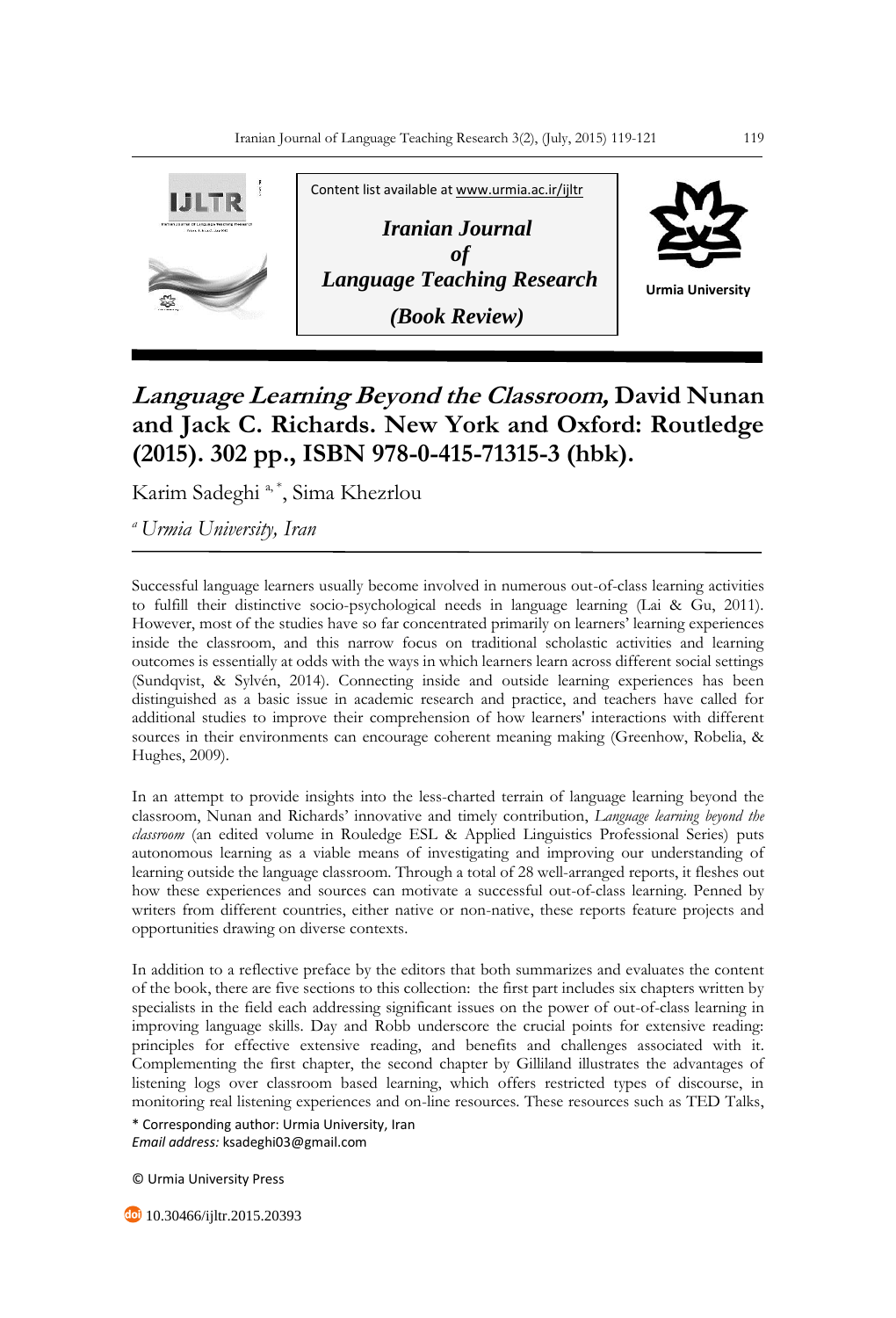Content list available at www.urmia.ac.ir/ijltr

***Iranian Journal of Language Teaching Research***

***(Book Review)***

Urmia University

# *Language Learning Beyond the Classroom,* David Nunan and Jack C. Richards. New York and Oxford: Routledge (2015). 302 pp., ISBN 978-0-415-71315-3 (hbk).

Karim Sadeghi [a, *], Sima Khezrlou

[a] *Urmia University, Iran*

Successful language learners usually become involved in numerous out-of-class learning activities to fulfill their distinctive socio-psychological needs in language learning (Lai & Gu, 2011). However, most of the studies have so far concentrated primarily on learners' learning experiences inside the classroom, and this narrow focus on traditional scholastic activities and learning outcomes is essentially at odds with the ways in which learners learn across different social settings (Sundqvist, & Sylvén, 2014). Connecting inside and outside learning experiences has been distinguished as a basic issue in academic research and practice, and teachers have called for additional studies to improve their comprehension of how learners' interactions with different sources in their environments can encourage coherent meaning making (Greenhow, Robelia, & Hughes, 2009).

In an attempt to provide insights into the less-charted terrain of language learning beyond the classroom, Nunan and Richards' innovative and timely contribution, *Language learning beyond the classroom* (an edited volume in Rouledge ESL & Applied Linguistics Professional Series) puts autonomous learning as a viable means of investigating and improving our understanding of learning outside the language classroom. Through a total of 28 well-arranged reports, it fleshes out how these experiences and sources can motivate a successful out-of-class learning. Penned by writers from different countries, either native or non-native, these reports feature projects and opportunities drawing on diverse contexts.

In addition to a reflective preface by the editors that both summarizes and evaluates the content of the book, there are five sections to this collection: the first part includes six chapters written by specialists in the field each addressing significant issues on the power of out-of-class learning in improving language skills. Day and Robb underscore the crucial points for extensive reading: principles for effective extensive reading, and benefits and challenges associated with it. Complementing the first chapter, the second chapter by Gilliland illustrates the advantages of listening logs over classroom based learning, which offers restricted types of discourse, in monitoring real listening experiences and on-line resources. These resources such as TED Talks,

\* Corresponding author: Urmia University, Iran
*Email address:* ksadeghi03@gmail.com

© Urmia University Press

10.30466/ijltr.2015.20393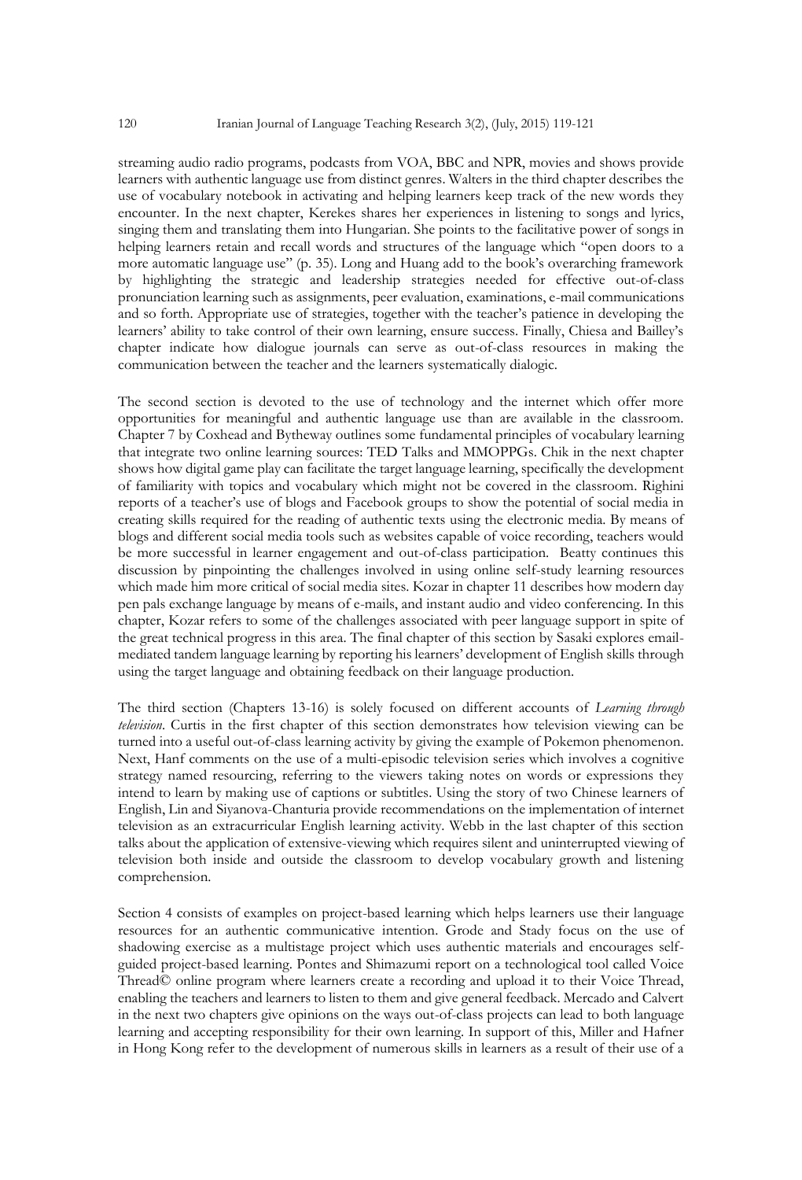streaming audio radio programs, podcasts from VOA, BBC and NPR, movies and shows provide learners with authentic language use from distinct genres. Walters in the third chapter describes the use of vocabulary notebook in activating and helping learners keep track of the new words they encounter. In the next chapter, Kerekes shares her experiences in listening to songs and lyrics, singing them and translating them into Hungarian. She points to the facilitative power of songs in helping learners retain and recall words and structures of the language which "open doors to a more automatic language use" (p. 35). Long and Huang add to the book's overarching framework by highlighting the strategic and leadership strategies needed for effective out-of-class pronunciation learning such as assignments, peer evaluation, examinations, e-mail communications and so forth. Appropriate use of strategies, together with the teacher's patience in developing the learners' ability to take control of their own learning, ensure success. Finally, Chiesa and Bailley's chapter indicate how dialogue journals can serve as out-of-class resources in making the communication between the teacher and the learners systematically dialogic.

The second section is devoted to the use of technology and the internet which offer more opportunities for meaningful and authentic language use than are available in the classroom. Chapter 7 by Coxhead and Bytheway outlines some fundamental principles of vocabulary learning that integrate two online learning sources: TED Talks and MMOPPGs. Chik in the next chapter shows how digital game play can facilitate the target language learning, specifically the development of familiarity with topics and vocabulary which might not be covered in the classroom. Righini reports of a teacher's use of blogs and Facebook groups to show the potential of social media in creating skills required for the reading of authentic texts using the electronic media. By means of blogs and different social media tools such as websites capable of voice recording, teachers would be more successful in learner engagement and out-of-class participation. Beatty continues this discussion by pinpointing the challenges involved in using online self-study learning resources which made him more critical of social media sites. Kozar in chapter 11 describes how modern day pen pals exchange language by means of e-mails, and instant audio and video conferencing. In this chapter, Kozar refers to some of the challenges associated with peer language support in spite of the great technical progress in this area. The final chapter of this section by Sasaki explores email-mediated tandem language learning by reporting his learners' development of English skills through using the target language and obtaining feedback on their language production.

The third section (Chapters 13-16) is solely focused on different accounts of *Learning through television*. Curtis in the first chapter of this section demonstrates how television viewing can be turned into a useful out-of-class learning activity by giving the example of Pokemon phenomenon. Next, Hanf comments on the use of a multi-episodic television series which involves a cognitive strategy named resourcing, referring to the viewers taking notes on words or expressions they intend to learn by making use of captions or subtitles. Using the story of two Chinese learners of English, Lin and Siyanova-Chanturia provide recommendations on the implementation of internet television as an extracurricular English learning activity. Webb in the last chapter of this section talks about the application of extensive-viewing which requires silent and uninterrupted viewing of television both inside and outside the classroom to develop vocabulary growth and listening comprehension.

Section 4 consists of examples on project-based learning which helps learners use their language resources for an authentic communicative intention. Grode and Stady focus on the use of shadowing exercise as a multistage project which uses authentic materials and encourages self-guided project-based learning. Pontes and Shimazumi report on a technological tool called Voice Thread© online program where learners create a recording and upload it to their Voice Thread, enabling the teachers and learners to listen to them and give general feedback. Mercado and Calvert in the next two chapters give opinions on the ways out-of-class projects can lead to both language learning and accepting responsibility for their own learning. In support of this, Miller and Hafner in Hong Kong refer to the development of numerous skills in learners as a result of their use of a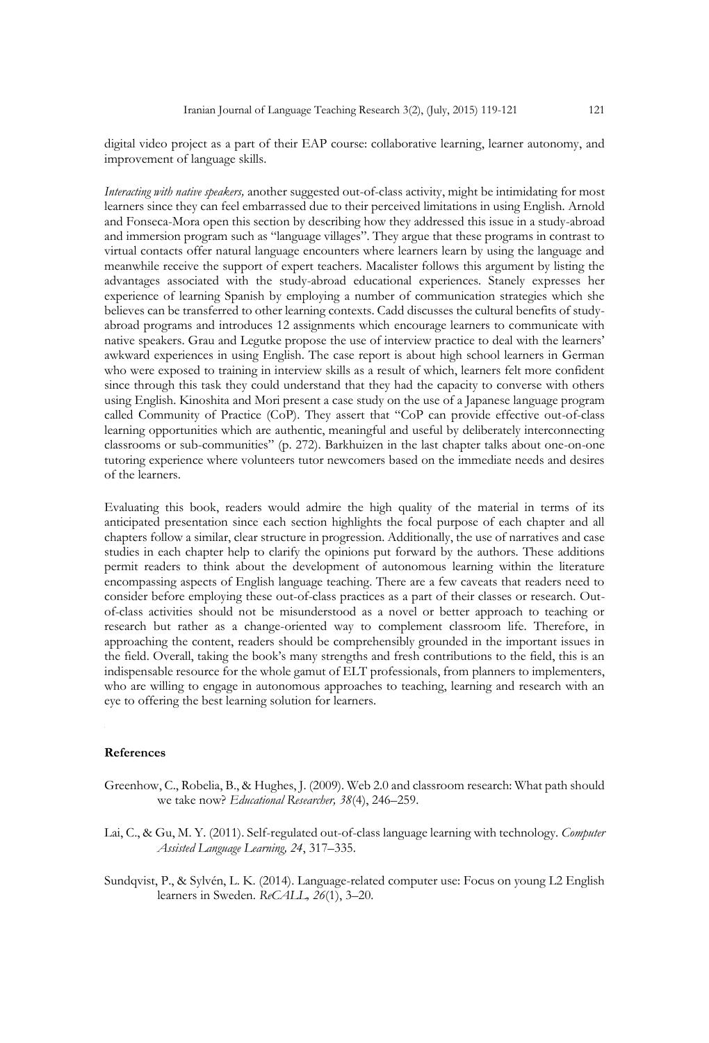digital video project as a part of their EAP course: collaborative learning, learner autonomy, and improvement of language skills.

*Interacting with native speakers,* another suggested out-of-class activity, might be intimidating for most learners since they can feel embarrassed due to their perceived limitations in using English. Arnold and Fonseca-Mora open this section by describing how they addressed this issue in a study-abroad and immersion program such as "language villages". They argue that these programs in contrast to virtual contacts offer natural language encounters where learners learn by using the language and meanwhile receive the support of expert teachers. Macalister follows this argument by listing the advantages associated with the study-abroad educational experiences. Stanely expresses her experience of learning Spanish by employing a number of communication strategies which she believes can be transferred to other learning contexts. Cadd discusses the cultural benefits of study-abroad programs and introduces 12 assignments which encourage learners to communicate with native speakers. Grau and Legutke propose the use of interview practice to deal with the learners' awkward experiences in using English. The case report is about high school learners in German who were exposed to training in interview skills as a result of which, learners felt more confident since through this task they could understand that they had the capacity to converse with others using English. Kinoshita and Mori present a case study on the use of a Japanese language program called Community of Practice (CoP). They assert that "CoP can provide effective out-of-class learning opportunities which are authentic, meaningful and useful by deliberately interconnecting classrooms or sub-communities" (p. 272). Barkhuizen in the last chapter talks about one-on-one tutoring experience where volunteers tutor newcomers based on the immediate needs and desires of the learners.

Evaluating this book, readers would admire the high quality of the material in terms of its anticipated presentation since each section highlights the focal purpose of each chapter and all chapters follow a similar, clear structure in progression. Additionally, the use of narratives and case studies in each chapter help to clarify the opinions put forward by the authors. These additions permit readers to think about the development of autonomous learning within the literature encompassing aspects of English language teaching. There are a few caveats that readers need to consider before employing these out-of-class practices as a part of their classes or research. Out-of-class activities should not be misunderstood as a novel or better approach to teaching or research but rather as a change-oriented way to complement classroom life. Therefore, in approaching the content, readers should be comprehensibly grounded in the important issues in the field. Overall, taking the book's many strengths and fresh contributions to the field, this is an indispensable resource for the whole gamut of ELT professionals, from planners to implementers, who are willing to engage in autonomous approaches to teaching, learning and research with an eye to offering the best learning solution for learners.

**References**

Greenhow, C., Robelia, B., & Hughes, J. (2009). Web 2.0 and classroom research: What path should we take now? *Educational Researcher, 38*(4), 246–259.

Lai, C., & Gu, M. Y. (2011). Self-regulated out-of-class language learning with technology. *Computer Assisted Language Learning, 24*, 317–335.

Sundqvist, P., & Sylvén, L. K. (2014). Language-related computer use: Focus on young L2 English learners in Sweden. *ReCALL, 26*(1), 3–20.